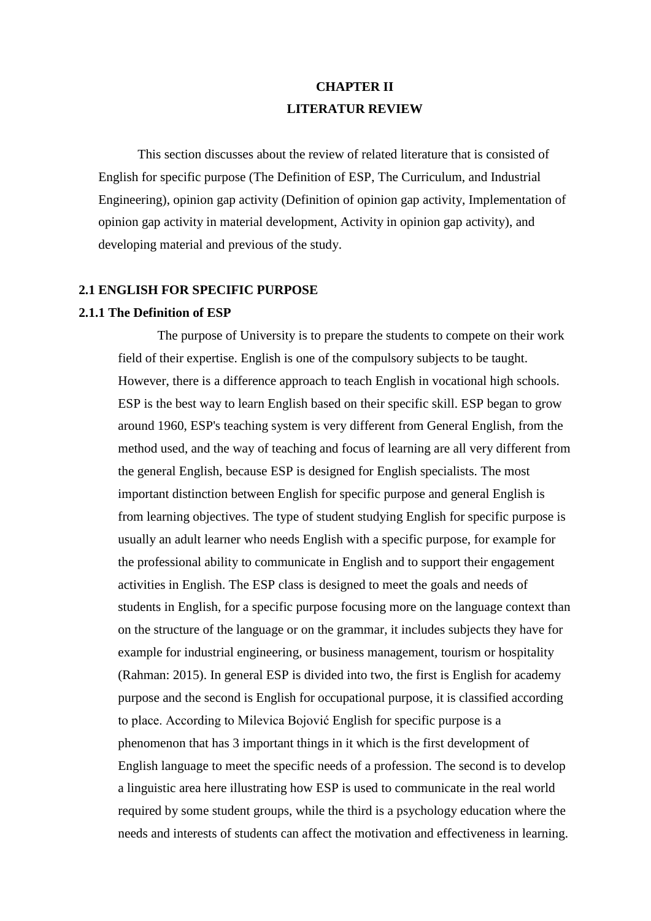# CHAPTER II
# LITERATUR REVIEW

This section discusses about the review of related literature that is consisted of English for specific purpose (The Definition of ESP, The Curriculum, and Industrial Engineering), opinion gap activity (Definition of opinion gap activity, Implementation of opinion gap activity in material development, Activity in opinion gap activity), and developing material and previous of the study.

## 2.1 ENGLISH FOR SPECIFIC PURPOSE

### 2.1.1 The Definition of ESP

The purpose of University is to prepare the students to compete on their work field of their expertise. English is one of the compulsory subjects to be taught. However, there is a difference approach to teach English in vocational high schools. ESP is the best way to learn English based on their specific skill. ESP began to grow around 1960, ESP's teaching system is very different from General English, from the method used, and the way of teaching and focus of learning are all very different from the general English, because ESP is designed for English specialists. The most important distinction between English for specific purpose and general English is from learning objectives. The type of student studying English for specific purpose is usually an adult learner who needs English with a specific purpose, for example for the professional ability to communicate in English and to support their engagement activities in English. The ESP class is designed to meet the goals and needs of students in English, for a specific purpose focusing more on the language context than on the structure of the language or on the grammar, it includes subjects they have for example for industrial engineering, or business management, tourism or hospitality (Rahman: 2015). In general ESP is divided into two, the first is English for academy purpose and the second is English for occupational purpose, it is classified according to place. According to Milevica Bojović English for specific purpose is a phenomenon that has 3 important things in it which is the first development of English language to meet the specific needs of a profession. The second is to develop a linguistic area here illustrating how ESP is used to communicate in the real world required by some student groups, while the third is a psychology education where the needs and interests of students can affect the motivation and effectiveness in learning.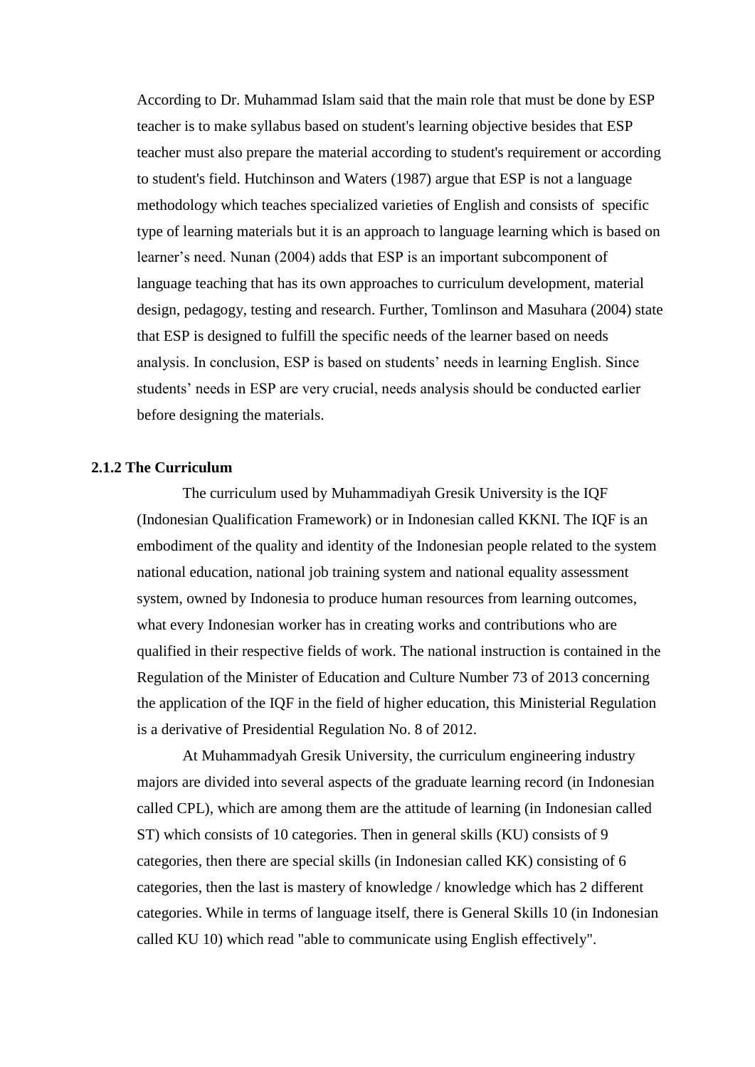According to Dr. Muhammad Islam said that the main role that must be done by ESP teacher is to make syllabus based on student's learning objective besides that ESP teacher must also prepare the material according to student's requirement or according to student's field. Hutchinson and Waters (1987) argue that ESP is not a language methodology which teaches specialized varieties of English and consists of specific type of learning materials but it is an approach to language learning which is based on learner's need. Nunan (2004) adds that ESP is an important subcomponent of language teaching that has its own approaches to curriculum development, material design, pedagogy, testing and research. Further, Tomlinson and Masuhara (2004) state that ESP is designed to fulfill the specific needs of the learner based on needs analysis. In conclusion, ESP is based on students' needs in learning English. Since students' needs in ESP are very crucial, needs analysis should be conducted earlier before designing the materials.

### 2.1.2 The Curriculum

The curriculum used by Muhammadiyah Gresik University is the IQF (Indonesian Qualification Framework) or in Indonesian called KKNI. The IQF is an embodiment of the quality and identity of the Indonesian people related to the system national education, national job training system and national equality assessment system, owned by Indonesia to produce human resources from learning outcomes, what every Indonesian worker has in creating works and contributions who are qualified in their respective fields of work. The national instruction is contained in the Regulation of the Minister of Education and Culture Number 73 of 2013 concerning the application of the IQF in the field of higher education, this Ministerial Regulation is a derivative of Presidential Regulation No. 8 of 2012.

At Muhammadyah Gresik University, the curriculum engineering industry majors are divided into several aspects of the graduate learning record (in Indonesian called CPL), which are among them are the attitude of learning (in Indonesian called ST) which consists of 10 categories. Then in general skills (KU) consists of 9 categories, then there are special skills (in Indonesian called KK) consisting of 6 categories, then the last is mastery of knowledge / knowledge which has 2 different categories. While in terms of language itself, there is General Skills 10 (in Indonesian called KU 10) which read "able to communicate using English effectively".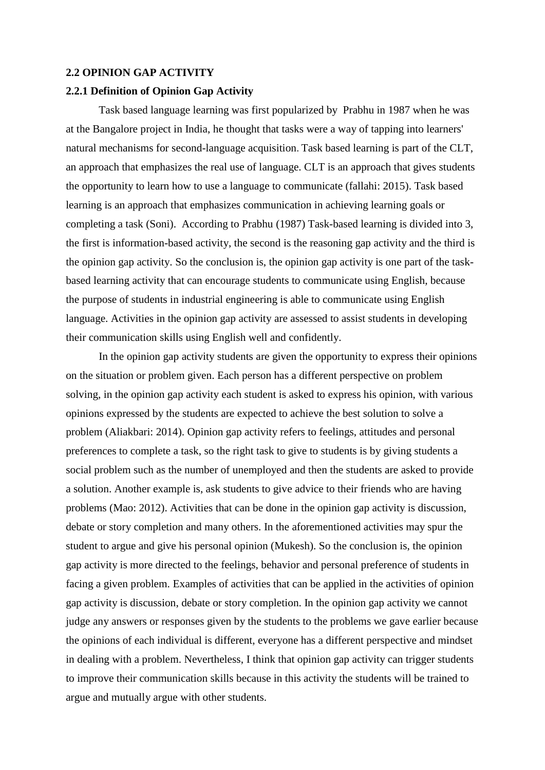## 2.2 OPINION GAP ACTIVITY

### 2.2.1 Definition of Opinion Gap Activity

Task based language learning was first popularized by Prabhu in 1987 when he was at the Bangalore project in India, he thought that tasks were a way of tapping into learners' natural mechanisms for second-language acquisition. Task based learning is part of the CLT, an approach that emphasizes the real use of language. CLT is an approach that gives students the opportunity to learn how to use a language to communicate (fallahi: 2015). Task based learning is an approach that emphasizes communication in achieving learning goals or completing a task (Soni). According to Prabhu (1987) Task-based learning is divided into 3, the first is information-based activity, the second is the reasoning gap activity and the third is the opinion gap activity. So the conclusion is, the opinion gap activity is one part of the task-based learning activity that can encourage students to communicate using English, because the purpose of students in industrial engineering is able to communicate using English language. Activities in the opinion gap activity are assessed to assist students in developing their communication skills using English well and confidently.

In the opinion gap activity students are given the opportunity to express their opinions on the situation or problem given. Each person has a different perspective on problem solving, in the opinion gap activity each student is asked to express his opinion, with various opinions expressed by the students are expected to achieve the best solution to solve a problem (Aliakbari: 2014). Opinion gap activity refers to feelings, attitudes and personal preferences to complete a task, so the right task to give to students is by giving students a social problem such as the number of unemployed and then the students are asked to provide a solution. Another example is, ask students to give advice to their friends who are having problems (Mao: 2012). Activities that can be done in the opinion gap activity is discussion, debate or story completion and many others. In the aforementioned activities may spur the student to argue and give his personal opinion (Mukesh). So the conclusion is, the opinion gap activity is more directed to the feelings, behavior and personal preference of students in facing a given problem. Examples of activities that can be applied in the activities of opinion gap activity is discussion, debate or story completion. In the opinion gap activity we cannot judge any answers or responses given by the students to the problems we gave earlier because the opinions of each individual is different, everyone has a different perspective and mindset in dealing with a problem. Nevertheless, I think that opinion gap activity can trigger students to improve their communication skills because in this activity the students will be trained to argue and mutually argue with other students.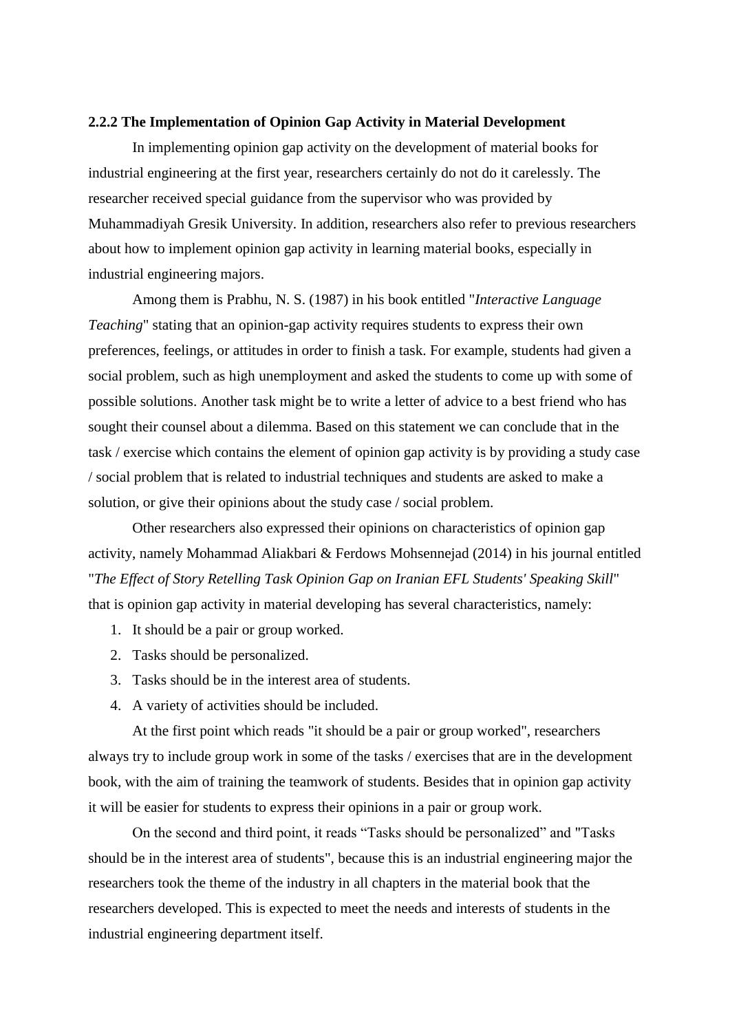### 2.2.2 The Implementation of Opinion Gap Activity in Material Development

In implementing opinion gap activity on the development of material books for industrial engineering at the first year, researchers certainly do not do it carelessly. The researcher received special guidance from the supervisor who was provided by Muhammadiyah Gresik University. In addition, researchers also refer to previous researchers about how to implement opinion gap activity in learning material books, especially in industrial engineering majors.

Among them is Prabhu, N. S. (1987) in his book entitled "*Interactive Language Teaching*" stating that an opinion-gap activity requires students to express their own preferences, feelings, or attitudes in order to finish a task. For example, students had given a social problem, such as high unemployment and asked the students to come up with some of possible solutions. Another task might be to write a letter of advice to a best friend who has sought their counsel about a dilemma. Based on this statement we can conclude that in the task / exercise which contains the element of opinion gap activity is by providing a study case / social problem that is related to industrial techniques and students are asked to make a solution, or give their opinions about the study case / social problem.

Other researchers also expressed their opinions on characteristics of opinion gap activity, namely Mohammad Aliakbari & Ferdows Mohsennejad (2014) in his journal entitled "*The Effect of Story Retelling Task Opinion Gap on Iranian EFL Students' Speaking Skill*" that is opinion gap activity in material developing has several characteristics, namely:

1. It should be a pair or group worked.
2. Tasks should be personalized.
3. Tasks should be in the interest area of students.
4. A variety of activities should be included.

At the first point which reads "it should be a pair or group worked", researchers always try to include group work in some of the tasks / exercises that are in the development book, with the aim of training the teamwork of students. Besides that in opinion gap activity it will be easier for students to express their opinions in a pair or group work.

On the second and third point, it reads "Tasks should be personalized" and "Tasks should be in the interest area of students", because this is an industrial engineering major the researchers took the theme of the industry in all chapters in the material book that the researchers developed. This is expected to meet the needs and interests of students in the industrial engineering department itself.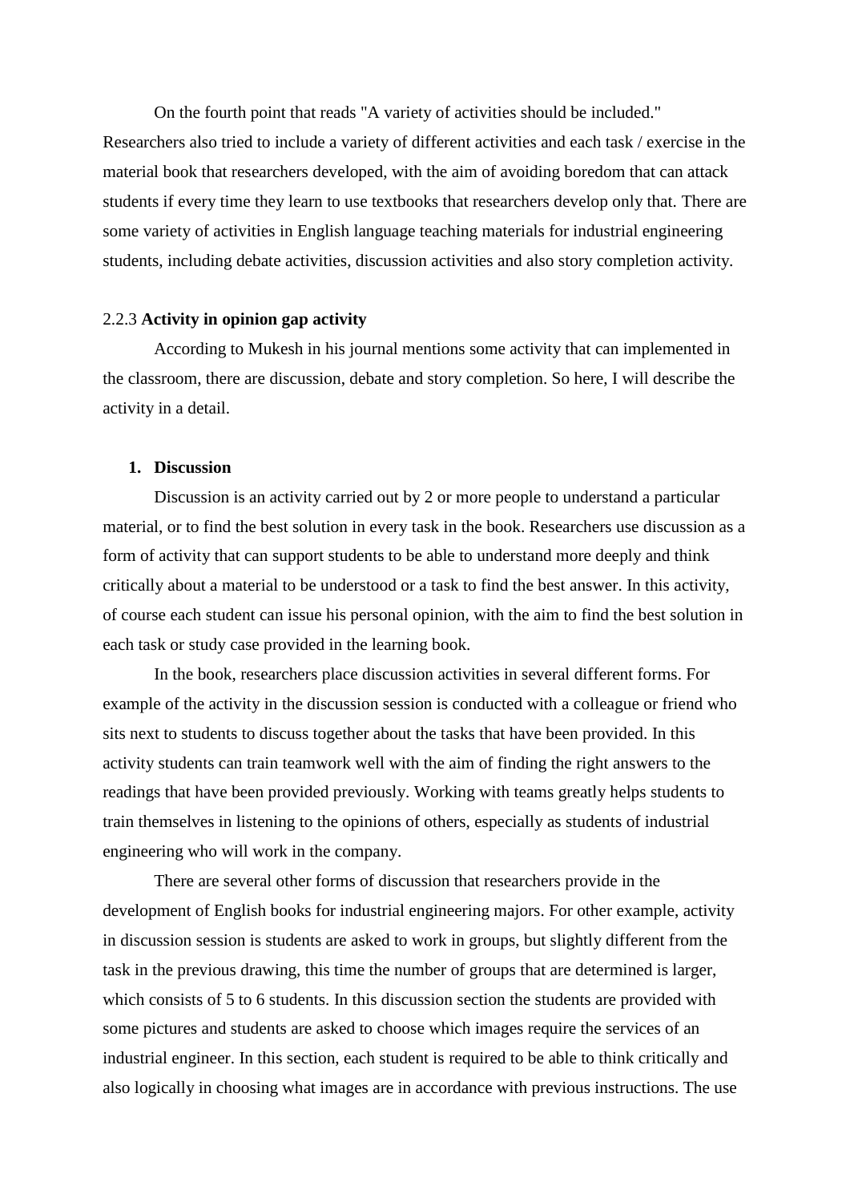On the fourth point that reads "A variety of activities should be included." Researchers also tried to include a variety of different activities and each task / exercise in the material book that researchers developed, with the aim of avoiding boredom that can attack students if every time they learn to use textbooks that researchers develop only that. There are some variety of activities in English language teaching materials for industrial engineering students, including debate activities, discussion activities and also story completion activity.

### 2.2.3 **Activity in opinion gap activity**

According to Mukesh in his journal mentions some activity that can implemented in the classroom, there are discussion, debate and story completion. So here, I will describe the activity in a detail.

1. **Discussion**

Discussion is an activity carried out by 2 or more people to understand a particular material, or to find the best solution in every task in the book. Researchers use discussion as a form of activity that can support students to be able to understand more deeply and think critically about a material to be understood or a task to find the best answer. In this activity, of course each student can issue his personal opinion, with the aim to find the best solution in each task or study case provided in the learning book.

In the book, researchers place discussion activities in several different forms. For example of the activity in the discussion session is conducted with a colleague or friend who sits next to students to discuss together about the tasks that have been provided. In this activity students can train teamwork well with the aim of finding the right answers to the readings that have been provided previously. Working with teams greatly helps students to train themselves in listening to the opinions of others, especially as students of industrial engineering who will work in the company.

There are several other forms of discussion that researchers provide in the development of English books for industrial engineering majors. For other example, activity in discussion session is students are asked to work in groups, but slightly different from the task in the previous drawing, this time the number of groups that are determined is larger, which consists of 5 to 6 students. In this discussion section the students are provided with some pictures and students are asked to choose which images require the services of an industrial engineer. In this section, each student is required to be able to think critically and also logically in choosing what images are in accordance with previous instructions. The use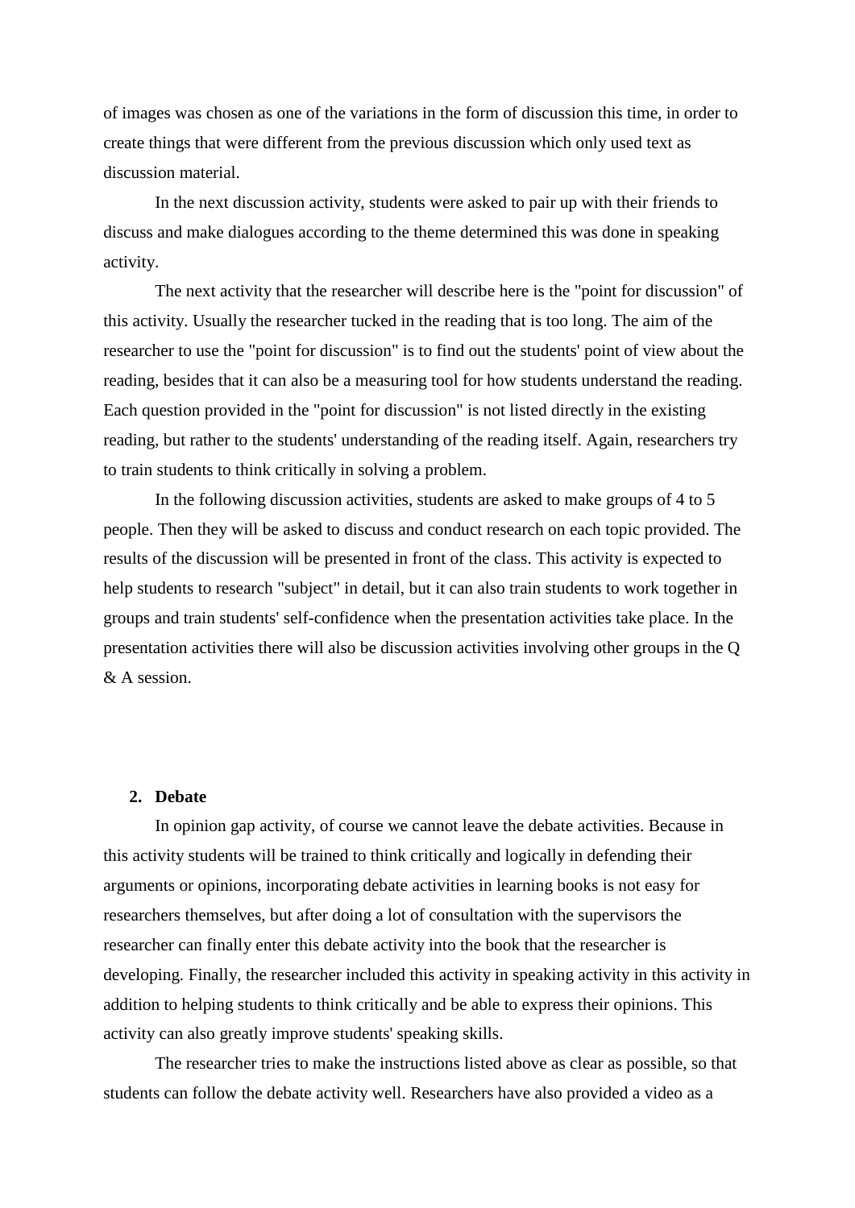of images was chosen as one of the variations in the form of discussion this time, in order to create things that were different from the previous discussion which only used text as discussion material.

In the next discussion activity, students were asked to pair up with their friends to discuss and make dialogues according to the theme determined this was done in speaking activity.

The next activity that the researcher will describe here is the "point for discussion" of this activity. Usually the researcher tucked in the reading that is too long. The aim of the researcher to use the "point for discussion" is to find out the students' point of view about the reading, besides that it can also be a measuring tool for how students understand the reading. Each question provided in the "point for discussion" is not listed directly in the existing reading, but rather to the students' understanding of the reading itself. Again, researchers try to train students to think critically in solving a problem.

In the following discussion activities, students are asked to make groups of 4 to 5 people. Then they will be asked to discuss and conduct research on each topic provided. The results of the discussion will be presented in front of the class. This activity is expected to help students to research "subject" in detail, but it can also train students to work together in groups and train students' self-confidence when the presentation activities take place. In the presentation activities there will also be discussion activities involving other groups in the Q & A session.

2. **Debate**

In opinion gap activity, of course we cannot leave the debate activities. Because in this activity students will be trained to think critically and logically in defending their arguments or opinions, incorporating debate activities in learning books is not easy for researchers themselves, but after doing a lot of consultation with the supervisors the researcher can finally enter this debate activity into the book that the researcher is developing. Finally, the researcher included this activity in speaking activity in this activity in addition to helping students to think critically and be able to express their opinions. This activity can also greatly improve students' speaking skills.

The researcher tries to make the instructions listed above as clear as possible, so that students can follow the debate activity well. Researchers have also provided a video as a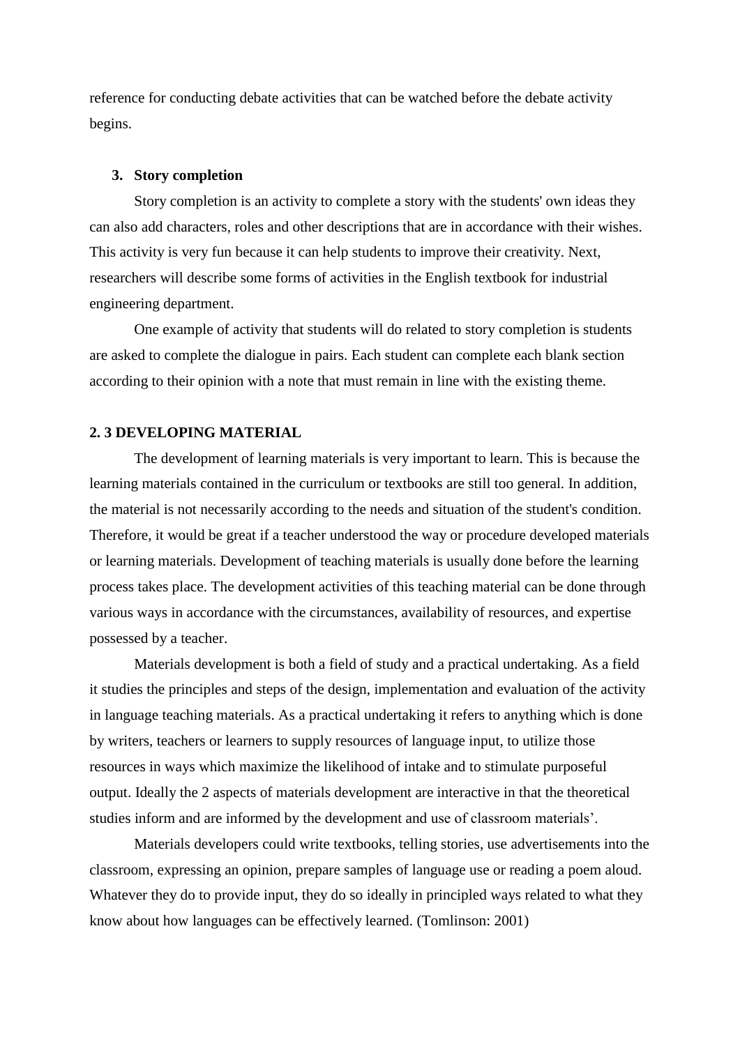reference for conducting debate activities that can be watched before the debate activity begins.

**3. Story completion**

Story completion is an activity to complete a story with the students' own ideas they can also add characters, roles and other descriptions that are in accordance with their wishes. This activity is very fun because it can help students to improve their creativity. Next, researchers will describe some forms of activities in the English textbook for industrial engineering department.

One example of activity that students will do related to story completion is students are asked to complete the dialogue in pairs. Each student can complete each blank section according to their opinion with a note that must remain in line with the existing theme.

## 2. 3 DEVELOPING MATERIAL

The development of learning materials is very important to learn. This is because the learning materials contained in the curriculum or textbooks are still too general. In addition, the material is not necessarily according to the needs and situation of the student's condition. Therefore, it would be great if a teacher understood the way or procedure developed materials or learning materials. Development of teaching materials is usually done before the learning process takes place. The development activities of this teaching material can be done through various ways in accordance with the circumstances, availability of resources, and expertise possessed by a teacher.

Materials development is both a field of study and a practical undertaking. As a field it studies the principles and steps of the design, implementation and evaluation of the activity in language teaching materials. As a practical undertaking it refers to anything which is done by writers, teachers or learners to supply resources of language input, to utilize those resources in ways which maximize the likelihood of intake and to stimulate purposeful output. Ideally the 2 aspects of materials development are interactive in that the theoretical studies inform and are informed by the development and use of classroom materials'.

Materials developers could write textbooks, telling stories, use advertisements into the classroom, expressing an opinion, prepare samples of language use or reading a poem aloud. Whatever they do to provide input, they do so ideally in principled ways related to what they know about how languages can be effectively learned. (Tomlinson: 2001)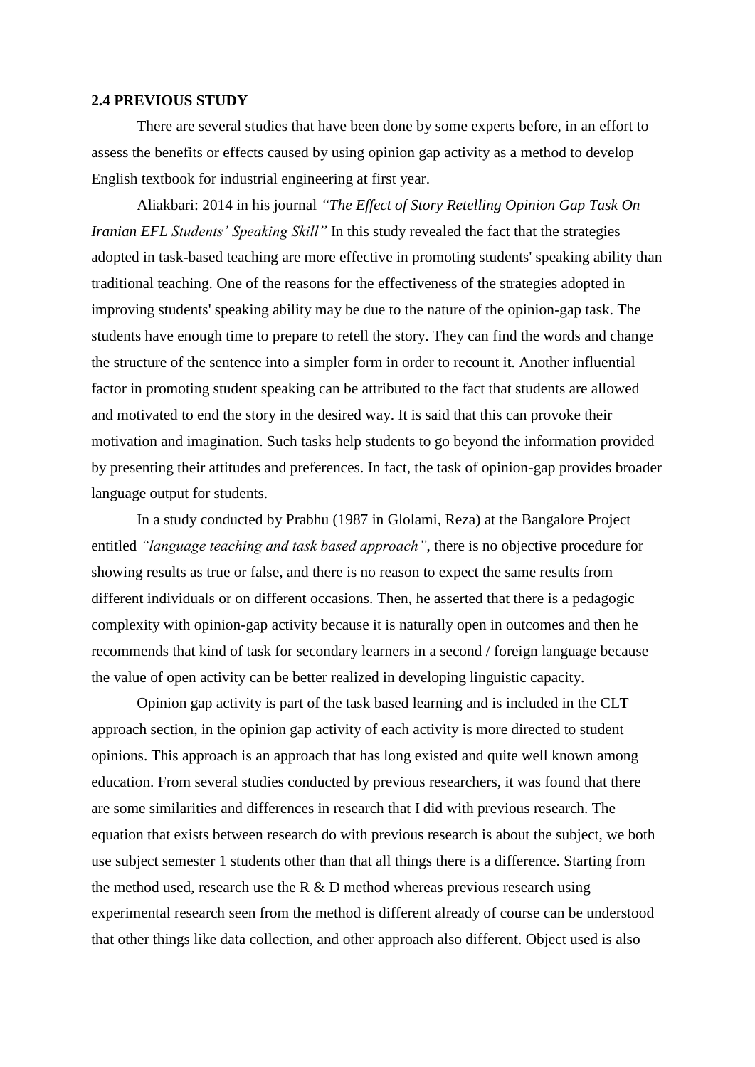**2.4 PREVIOUS STUDY**

There are several studies that have been done by some experts before, in an effort to assess the benefits or effects caused by using opinion gap activity as a method to develop English textbook for industrial engineering at first year.

Aliakbari: 2014 in his journal *"The Effect of Story Retelling Opinion Gap Task On Iranian EFL Students' Speaking Skill"* In this study revealed the fact that the strategies adopted in task-based teaching are more effective in promoting students' speaking ability than traditional teaching. One of the reasons for the effectiveness of the strategies adopted in improving students' speaking ability may be due to the nature of the opinion-gap task. The students have enough time to prepare to retell the story. They can find the words and change the structure of the sentence into a simpler form in order to recount it. Another influential factor in promoting student speaking can be attributed to the fact that students are allowed and motivated to end the story in the desired way. It is said that this can provoke their motivation and imagination. Such tasks help students to go beyond the information provided by presenting their attitudes and preferences. In fact, the task of opinion-gap provides broader language output for students.

In a study conducted by Prabhu (1987 in Glolami, Reza) at the Bangalore Project entitled *"language teaching and task based approach"*, there is no objective procedure for showing results as true or false, and there is no reason to expect the same results from different individuals or on different occasions. Then, he asserted that there is a pedagogic complexity with opinion-gap activity because it is naturally open in outcomes and then he recommends that kind of task for secondary learners in a second / foreign language because the value of open activity can be better realized in developing linguistic capacity.

Opinion gap activity is part of the task based learning and is included in the CLT approach section, in the opinion gap activity of each activity is more directed to student opinions. This approach is an approach that has long existed and quite well known among education. From several studies conducted by previous researchers, it was found that there are some similarities and differences in research that I did with previous research. The equation that exists between research do with previous research is about the subject, we both use subject semester 1 students other than that all things there is a difference. Starting from the method used, research use the R & D method whereas previous research using experimental research seen from the method is different already of course can be understood that other things like data collection, and other approach also different. Object used is also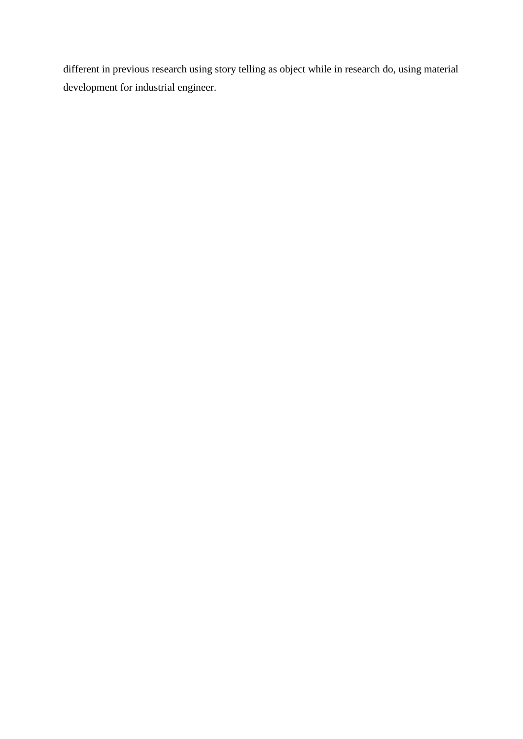different in previous research using story telling as object while in research do, using material development for industrial engineer.